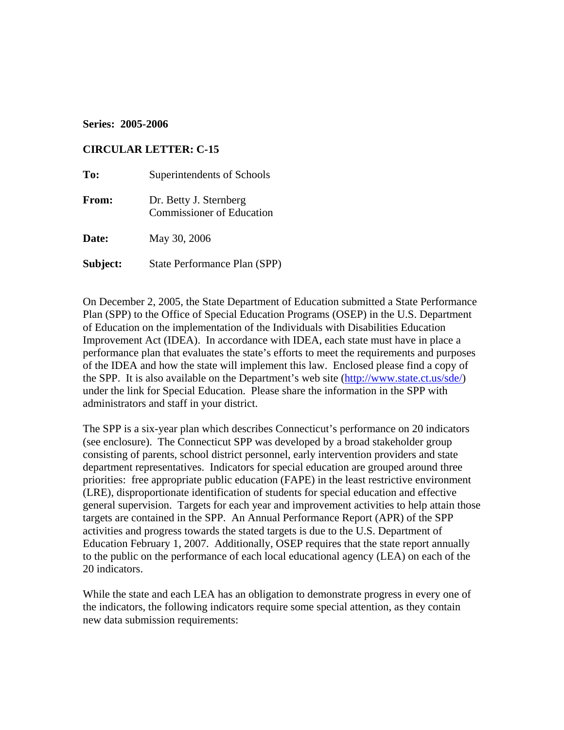**Series: 2005-2006**

**CIRCULAR LETTER: C-15**

**To:** Superintendents of Schools

**From:** Dr. Betty J. Sternberg
Commissioner of Education

**Date:** May 30, 2006

**Subject:** State Performance Plan (SPP)

On December 2, 2005, the State Department of Education submitted a State Performance Plan (SPP) to the Office of Special Education Programs (OSEP) in the U.S. Department of Education on the implementation of the Individuals with Disabilities Education Improvement Act (IDEA). In accordance with IDEA, each state must have in place a performance plan that evaluates the state's efforts to meet the requirements and purposes of the IDEA and how the state will implement this law. Enclosed please find a copy of the SPP. It is also available on the Department's web site (http://www.state.ct.us/sde/) under the link for Special Education. Please share the information in the SPP with administrators and staff in your district.

The SPP is a six-year plan which describes Connecticut's performance on 20 indicators (see enclosure). The Connecticut SPP was developed by a broad stakeholder group consisting of parents, school district personnel, early intervention providers and state department representatives. Indicators for special education are grouped around three priorities: free appropriate public education (FAPE) in the least restrictive environment (LRE), disproportionate identification of students for special education and effective general supervision. Targets for each year and improvement activities to help attain those targets are contained in the SPP. An Annual Performance Report (APR) of the SPP activities and progress towards the stated targets is due to the U.S. Department of Education February 1, 2007. Additionally, OSEP requires that the state report annually to the public on the performance of each local educational agency (LEA) on each of the 20 indicators.

While the state and each LEA has an obligation to demonstrate progress in every one of the indicators, the following indicators require some special attention, as they contain new data submission requirements: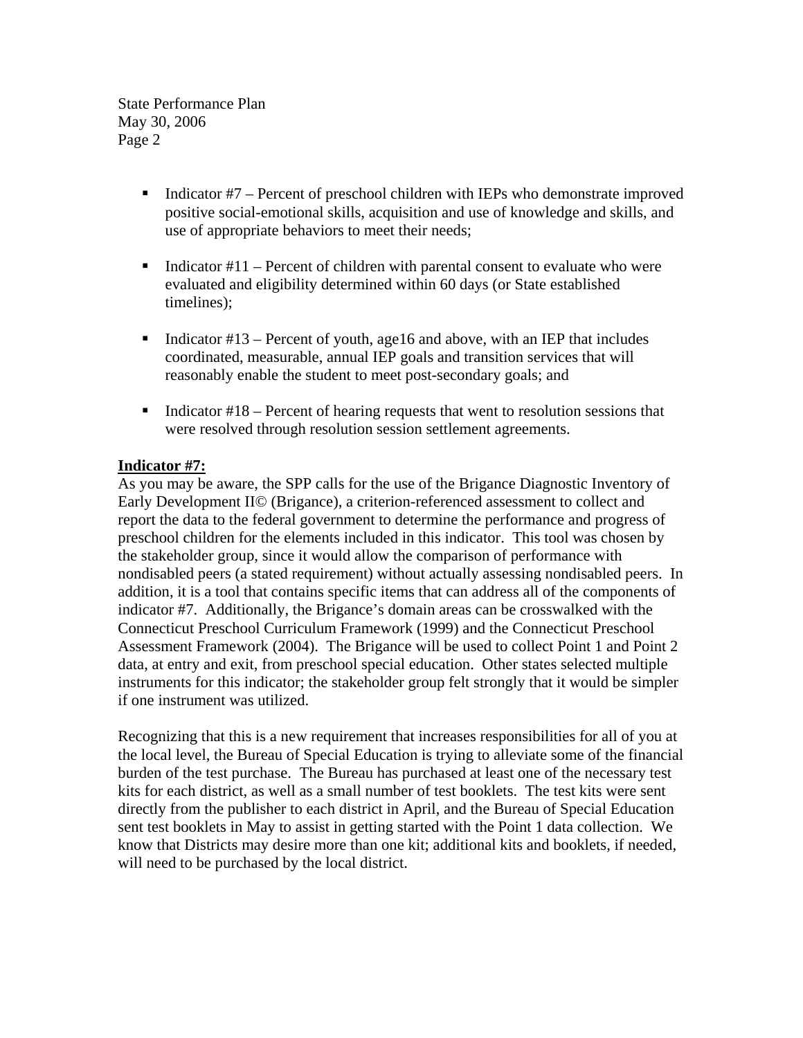- Indicator #7 – Percent of preschool children with IEPs who demonstrate improved positive social-emotional skills, acquisition and use of knowledge and skills, and use of appropriate behaviors to meet their needs;

- Indicator #11 – Percent of children with parental consent to evaluate who were evaluated and eligibility determined within 60 days (or State established timelines);

- Indicator #13 – Percent of youth, age16 and above, with an IEP that includes coordinated, measurable, annual IEP goals and transition services that will reasonably enable the student to meet post-secondary goals; and

- Indicator #18 – Percent of hearing requests that went to resolution sessions that were resolved through resolution session settlement agreements.

**Indicator #7:**

As you may be aware, the SPP calls for the use of the Brigance Diagnostic Inventory of Early Development II© (Brigance), a criterion-referenced assessment to collect and report the data to the federal government to determine the performance and progress of preschool children for the elements included in this indicator. This tool was chosen by the stakeholder group, since it would allow the comparison of performance with nondisabled peers (a stated requirement) without actually assessing nondisabled peers. In addition, it is a tool that contains specific items that can address all of the components of indicator #7. Additionally, the Brigance's domain areas can be crosswalked with the Connecticut Preschool Curriculum Framework (1999) and the Connecticut Preschool Assessment Framework (2004). The Brigance will be used to collect Point 1 and Point 2 data, at entry and exit, from preschool special education. Other states selected multiple instruments for this indicator; the stakeholder group felt strongly that it would be simpler if one instrument was utilized.

Recognizing that this is a new requirement that increases responsibilities for all of you at the local level, the Bureau of Special Education is trying to alleviate some of the financial burden of the test purchase. The Bureau has purchased at least one of the necessary test kits for each district, as well as a small number of test booklets. The test kits were sent directly from the publisher to each district in April, and the Bureau of Special Education sent test booklets in May to assist in getting started with the Point 1 data collection. We know that Districts may desire more than one kit; additional kits and booklets, if needed, will need to be purchased by the local district.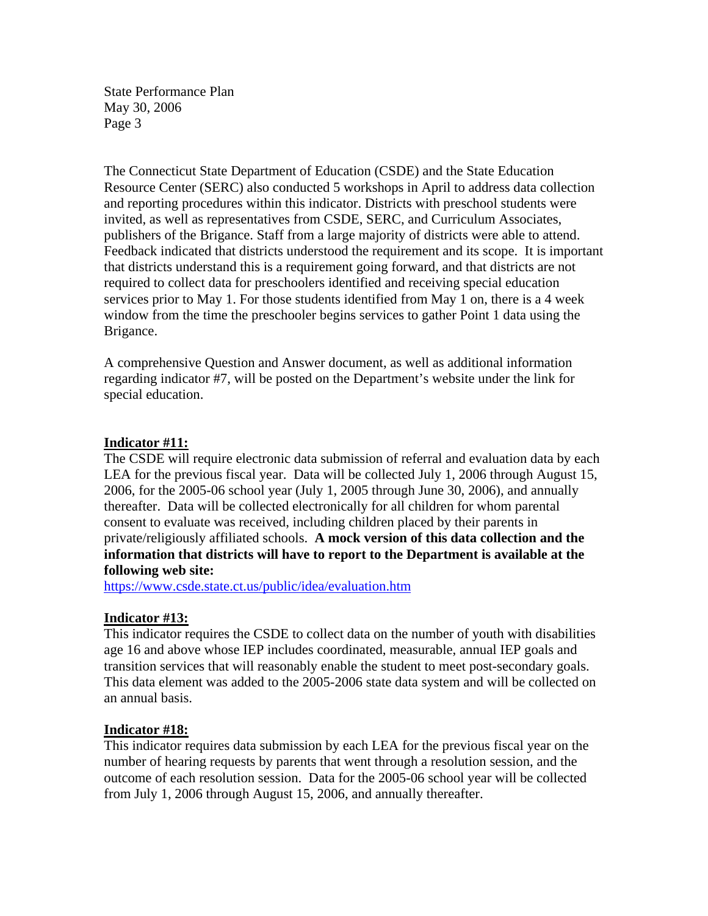The Connecticut State Department of Education (CSDE) and the State Education Resource Center (SERC) also conducted 5 workshops in April to address data collection and reporting procedures within this indicator. Districts with preschool students were invited, as well as representatives from CSDE, SERC, and Curriculum Associates, publishers of the Brigance. Staff from a large majority of districts were able to attend. Feedback indicated that districts understood the requirement and its scope. It is important that districts understand this is a requirement going forward, and that districts are not required to collect data for preschoolers identified and receiving special education services prior to May 1. For those students identified from May 1 on, there is a 4 week window from the time the preschooler begins services to gather Point 1 data using the Brigance.

A comprehensive Question and Answer document, as well as additional information regarding indicator #7, will be posted on the Department's website under the link for special education.

**Indicator #11:**

The CSDE will require electronic data submission of referral and evaluation data by each LEA for the previous fiscal year. Data will be collected July 1, 2006 through August 15, 2006, for the 2005-06 school year (July 1, 2005 through June 30, 2006), and annually thereafter. Data will be collected electronically for all children for whom parental consent to evaluate was received, including children placed by their parents in private/religiously affiliated schools. **A mock version of this data collection and the information that districts will have to report to the Department is available at the following web site:**

https://www.csde.state.ct.us/public/idea/evaluation.htm

**Indicator #13:**

This indicator requires the CSDE to collect data on the number of youth with disabilities age 16 and above whose IEP includes coordinated, measurable, annual IEP goals and transition services that will reasonably enable the student to meet post-secondary goals. This data element was added to the 2005-2006 state data system and will be collected on an annual basis.

**Indicator #18:**

This indicator requires data submission by each LEA for the previous fiscal year on the number of hearing requests by parents that went through a resolution session, and the outcome of each resolution session. Data for the 2005-06 school year will be collected from July 1, 2006 through August 15, 2006, and annually thereafter.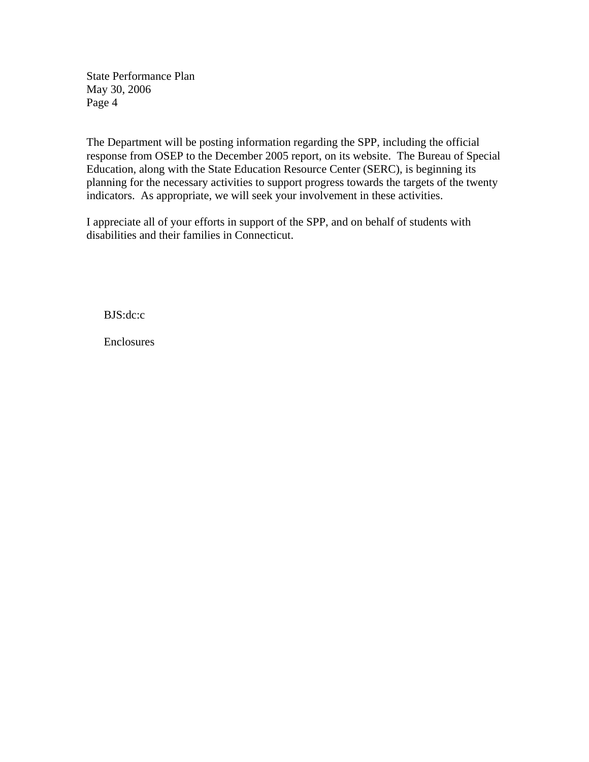The Department will be posting information regarding the SPP, including the official response from OSEP to the December 2005 report, on its website.  The Bureau of Special Education, along with the State Education Resource Center (SERC), is beginning its planning for the necessary activities to support progress towards the targets of the twenty indicators.  As appropriate, we will seek your involvement in these activities.

I appreciate all of your efforts in support of the SPP, and on behalf of students with disabilities and their families in Connecticut.

BJS:dc:c

Enclosures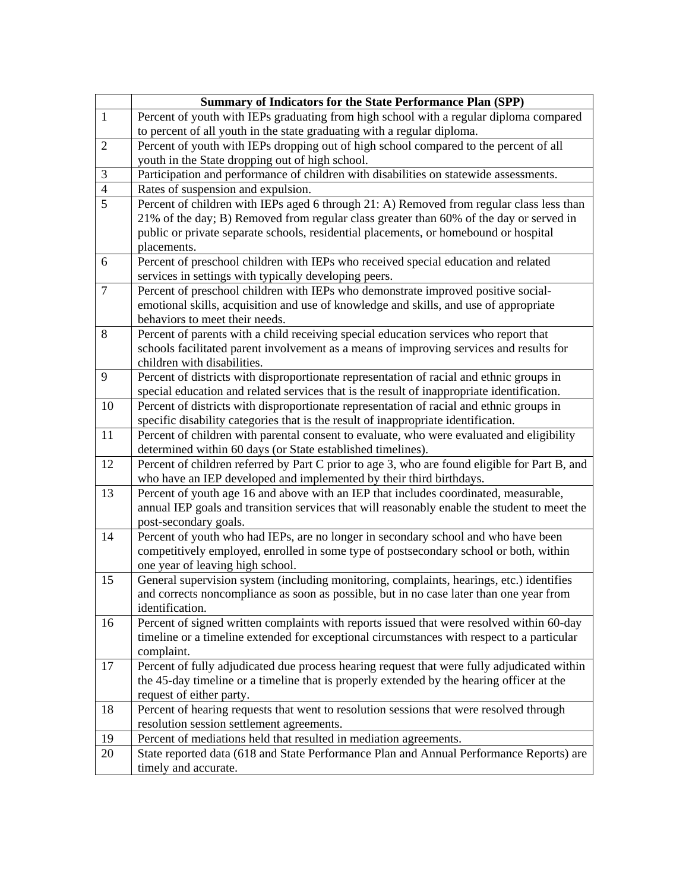| | Summary of Indicators for the State Performance Plan (SPP) |
|---|---|
| 1 | Percent of youth with IEPs graduating from high school with a regular diploma compared to percent of all youth in the state graduating with a regular diploma. |
| 2 | Percent of youth with IEPs dropping out of high school compared to the percent of all youth in the State dropping out of high school. |
| 3 | Participation and performance of children with disabilities on statewide assessments. |
| 4 | Rates of suspension and expulsion. |
| 5 | Percent of children with IEPs aged 6 through 21: A) Removed from regular class less than 21% of the day; B) Removed from regular class greater than 60% of the day or served in public or private separate schools, residential placements, or homebound or hospital placements. |
| 6 | Percent of preschool children with IEPs who received special education and related services in settings with typically developing peers. |
| 7 | Percent of preschool children with IEPs who demonstrate improved positive social-emotional skills, acquisition and use of knowledge and skills, and use of appropriate behaviors to meet their needs. |
| 8 | Percent of parents with a child receiving special education services who report that schools facilitated parent involvement as a means of improving services and results for children with disabilities. |
| 9 | Percent of districts with disproportionate representation of racial and ethnic groups in special education and related services that is the result of inappropriate identification. |
| 10 | Percent of districts with disproportionate representation of racial and ethnic groups in specific disability categories that is the result of inappropriate identification. |
| 11 | Percent of children with parental consent to evaluate, who were evaluated and eligibility determined within 60 days (or State established timelines). |
| 12 | Percent of children referred by Part C prior to age 3, who are found eligible for Part B, and who have an IEP developed and implemented by their third birthdays. |
| 13 | Percent of youth age 16 and above with an IEP that includes coordinated, measurable, annual IEP goals and transition services that will reasonably enable the student to meet the post-secondary goals. |
| 14 | Percent of youth who had IEPs, are no longer in secondary school and who have been competitively employed, enrolled in some type of postsecondary school or both, within one year of leaving high school. |
| 15 | General supervision system (including monitoring, complaints, hearings, etc.) identifies and corrects noncompliance as soon as possible, but in no case later than one year from identification. |
| 16 | Percent of signed written complaints with reports issued that were resolved within 60-day timeline or a timeline extended for exceptional circumstances with respect to a particular complaint. |
| 17 | Percent of fully adjudicated due process hearing request that were fully adjudicated within the 45-day timeline or a timeline that is properly extended by the hearing officer at the request of either party. |
| 18 | Percent of hearing requests that went to resolution sessions that were resolved through resolution session settlement agreements. |
| 19 | Percent of mediations held that resulted in mediation agreements. |
| 20 | State reported data (618 and State Performance Plan and Annual Performance Reports) are timely and accurate. |